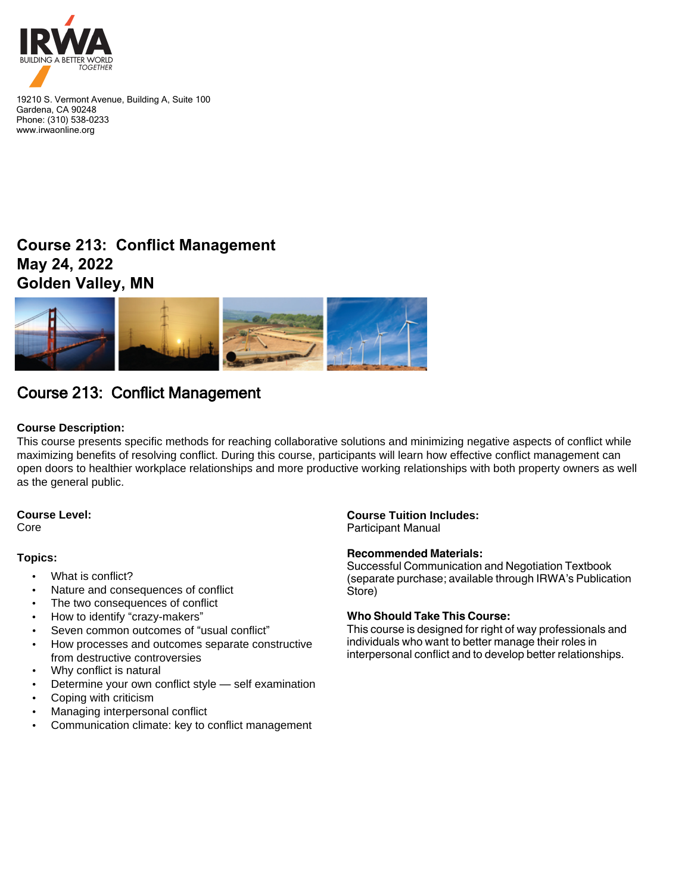IRWA BUILDING A BETTER WORLD TOGETHER

19210 S. Vermont Avenue, Building A, Suite 100
Gardena, CA 90248
Phone: (310) 538-0233
www.irwaonline.org

# Course 213: Conflict Management
# May 24, 2022
# Golden Valley, MN

## Course 213: Conflict Management

**Course Description:**
This course presents specific methods for reaching collaborative solutions and minimizing negative aspects of conflict while maximizing benefits of resolving conflict. During this course, participants will learn how effective conflict management can open doors to healthier workplace relationships and more productive working relationships with both property owners as well as the general public.

**Course Level:**
Core

**Topics:**

- What is conflict?
- Nature and consequences of conflict
- The two consequences of conflict
- How to identify "crazy-makers"
- Seven common outcomes of "usual conflict"
- How processes and outcomes separate constructive from destructive controversies
- Why conflict is natural
- Determine your own conflict style — self examination
- Coping with criticism
- Managing interpersonal conflict
- Communication climate: key to conflict management

**Course Tuition Includes:**
Participant Manual

**Recommended Materials:**
Successful Communication and Negotiation Textbook (separate purchase; available through IRWA's Publication Store)

**Who Should Take This Course:**
This course is designed for right of way professionals and individuals who want to better manage their roles in interpersonal conflict and to develop better relationships.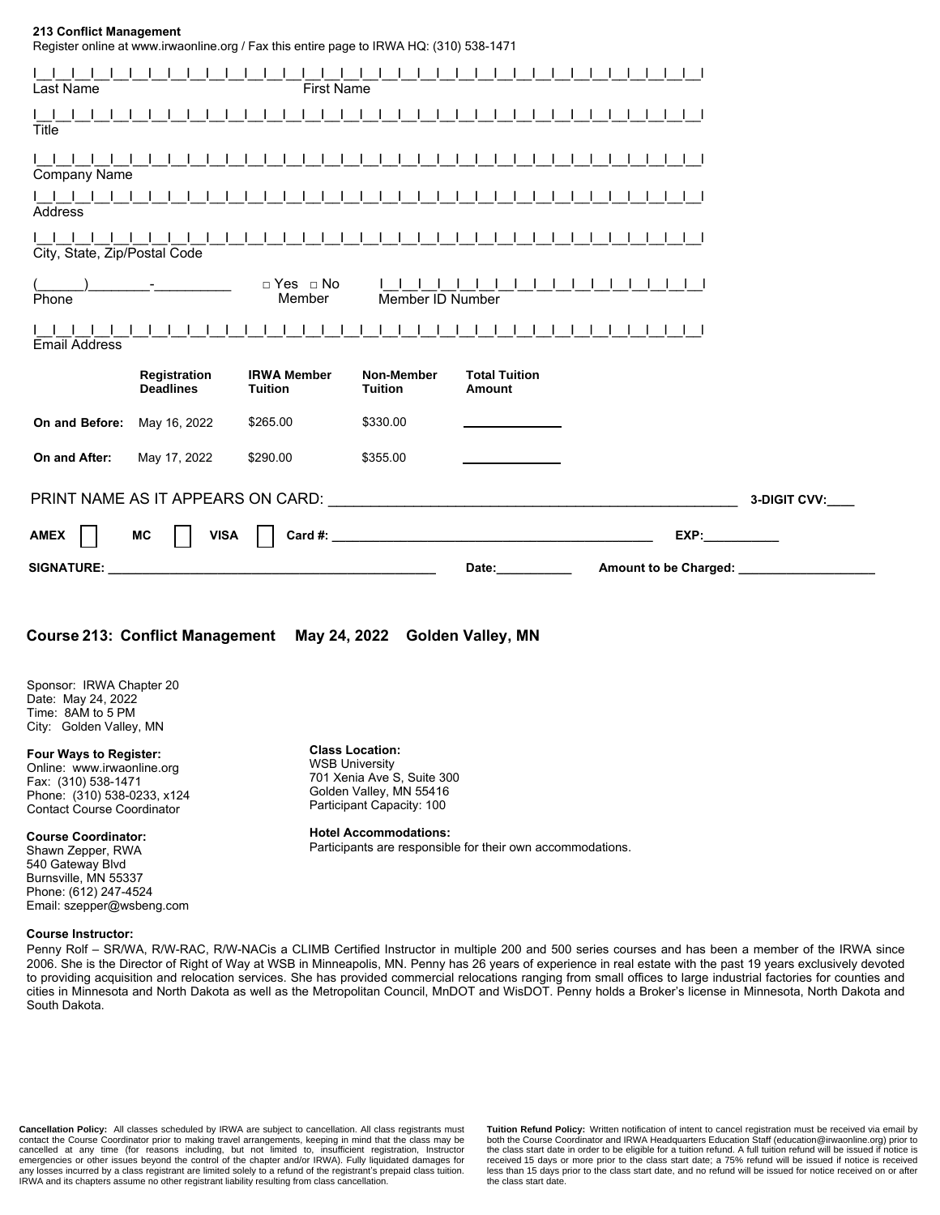**213 Conflict Management**

Register online at www.irwaonline.org / Fax this entire page to IRWA HQ: (310) 538-1471

Last Name | First Name

Title

Company Name

Address

City, State, Zip/Postal Code

(\_\_\_\_\_\_)\_\_\_\_\_\_\_\_-\_\_\_\_\_\_\_\_\_\_ Phone

□ Yes □ No Member

Member ID Number

Email Address

| | Registration Deadlines | IRWA Member Tuition | Non-Member Tuition | Total Tuition Amount |
|---|---|---|---|---|
| **On and Before:** | May 16, 2022 | $265.00 | $330.00 | \_\_\_\_\_\_\_\_\_\_ |
| **On and After:** | May 17, 2022 | $290.00 | $355.00 | \_\_\_\_\_\_\_\_\_\_ |

PRINT NAME AS IT APPEARS ON CARD: \_\_\_\_\_\_\_\_\_\_\_\_\_\_\_\_\_\_\_\_\_\_\_\_\_\_\_\_ **3-DIGIT CVV:\_\_\_\_**

**AMEX** ☐ **MC** ☐ **VISA** ☐ **Card #:** \_\_\_\_\_\_\_\_\_\_\_\_\_\_\_\_\_\_\_\_\_\_\_\_\_\_\_\_ **EXP:**\_\_\_\_\_\_\_\_\_\_\_

**SIGNATURE:** \_\_\_\_\_\_\_\_\_\_\_\_\_\_\_\_\_\_\_\_\_\_\_\_\_\_\_\_ **Date:**\_\_\_\_\_\_\_\_\_\_\_ **Amount to be Charged:** \_\_\_\_\_\_\_\_\_\_\_\_\_\_\_\_\_\_\_

## Course 213: Conflict Management May 24, 2022 Golden Valley, MN

Sponsor: IRWA Chapter 20
Date: May 24, 2022
Time: 8AM to 5 PM
City: Golden Valley, MN

**Four Ways to Register:**
Online: www.irwaonline.org
Fax: (310) 538-1471
Phone: (310) 538-0233, x124
Contact Course Coordinator

**Course Coordinator:**
Shawn Zepper, RWA
540 Gateway Blvd
Burnsville, MN 55337
Phone: (612) 247-4524
Email: szepper@wsbeng.com

**Class Location:**
WSB University
701 Xenia Ave S, Suite 300
Golden Valley, MN 55416
Participant Capacity: 100

**Hotel Accommodations:**
Participants are responsible for their own accommodations.

**Course Instructor:**

Penny Rolf – SR/WA, R/W-RAC, R/W-NACis a CLIMB Certified Instructor in multiple 200 and 500 series courses and has been a member of the IRWA since 2006. She is the Director of Right of Way at WSB in Minneapolis, MN. Penny has 26 years of experience in real estate with the past 19 years exclusively devoted to providing acquisition and relocation services. She has provided commercial relocations ranging from small offices to large industrial factories for counties and cities in Minnesota and North Dakota as well as the Metropolitan Council, MnDOT and WisDOT. Penny holds a Broker's license in Minnesota, North Dakota and South Dakota.

**Cancellation Policy:** All classes scheduled by IRWA are subject to cancellation. All class registrants must contact the Course Coordinator prior to making travel arrangements, keeping in mind that the class may be cancelled at any time (for reasons including, but not limited to, insufficient registration, Instructor emergencies or other issues beyond the control of the chapter and/or IRWA). Fully liquidated damages for any losses incurred by a class registrant are limited solely to a refund of the registrant's prepaid class tuition. IRWA and its chapters assume no other registrant liability resulting from class cancellation.

**Tuition Refund Policy:** Written notification of intent to cancel registration must be received via email by both the Course Coordinator and IRWA Headquarters Education Staff (education@irwaonline.org) prior to the class start date in order to be eligible for a tuition refund. A full tuition refund will be issued if notice is received 15 days or more prior to the class start date; a 75% refund will be issued if notice is received less than 15 days prior to the class start date, and no refund will be issued for notice received on or after the class start date.